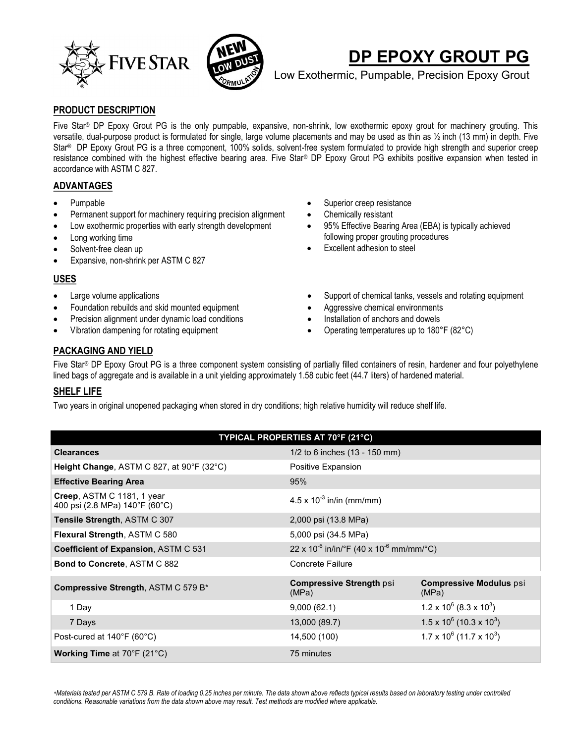# DP EPOXY GROUT PG

Low Exothermic, Pumpable, Precision Epoxy Grout

## PRODUCT DESCRIPTION

Five Star® DP Epoxy Grout PG is the only pumpable, expansive, non-shrink, low exothermic epoxy grout for machinery grouting. This versatile, dual-purpose product is formulated for single, large volume placements and may be used as thin as ½ inch (13 mm) in depth. Five Star® DP Epoxy Grout PG is a three component, 100% solids, solvent-free system formulated to provide high strength and superior creep resistance combined with the highest effective bearing area. Five Star® DP Epoxy Grout PG exhibits positive expansion when tested in accordance with ASTM C 827.

## ADVANTAGES

- Pumpable
- Permanent support for machinery requiring precision alignment
- Low exothermic properties with early strength development
- Long working time
- Solvent-free clean up
- Expansive, non-shrink per ASTM C 827
- Superior creep resistance
- Chemically resistant
- 95% Effective Bearing Area (EBA) is typically achieved following proper grouting procedures
- Excellent adhesion to steel

## USES

- Large volume applications
- Foundation rebuilds and skid mounted equipment
- Precision alignment under dynamic load conditions
- Vibration dampening for rotating equipment
- Support of chemical tanks, vessels and rotating equipment
- Aggressive chemical environments
- Installation of anchors and dowels
- Operating temperatures up to 180°F (82°C)

## PACKAGING AND YIELD

Five Star® DP Epoxy Grout PG is a three component system consisting of partially filled containers of resin, hardener and four polyethylene lined bags of aggregate and is available in a unit yielding approximately 1.58 cubic feet (44.7 liters) of hardened material.

## SHELF LIFE

Two years in original unopened packaging when stored in dry conditions; high relative humidity will reduce shelf life.

| TYPICAL PROPERTIES AT 70°F (21°C) | | |
|---|---|---|
| **Clearances** | 1/2 to 6 inches (13 - 150 mm) | |
| **Height Change**, ASTM C 827, at 90°F (32°C) | Positive Expansion | |
| **Effective Bearing Area** | 95% | |
| **Creep**, ASTM C 1181, 1 year 400 psi (2.8 MPa) 140°F (60°C) | $4.5 \times 10^{-3}$ in/in (mm/mm) | |
| **Tensile Strength**, ASTM C 307 | 2,000 psi (13.8 MPa) | |
| **Flexural Strength**, ASTM C 580 | 5,000 psi (34.5 MPa) | |
| **Coefficient of Expansion**, ASTM C 531 | $22 \times 10^{-6}$ in/in/°F ($40 \times 10^{-6}$ mm/mm/°C) | |
| **Bond to Concrete**, ASTM C 882 | Concrete Failure | |
| **Compressive Strength**, ASTM C 579 B* | **Compressive Strength** psi (MPa) | **Compressive Modulus** psi (MPa) |
| 1 Day | 9,000 (62.1) | $1.2 \times 10^6$ ($8.3 \times 10^3$) |
| 7 Days | 13,000 (89.7) | $1.5 \times 10^6$ ($10.3 \times 10^3$) |
| Post-cured at 140°F (60°C) | 14,500 (100) | $1.7 \times 10^6$ ($11.7 \times 10^3$) |
| **Working Time** at 70°F (21°C) | 75 minutes | |

*\*Materials tested per ASTM C 579 B. Rate of loading 0.25 inches per minute. The data shown above reflects typical results based on laboratory testing under controlled conditions. Reasonable variations from the data shown above may result. Test methods are modified where applicable.*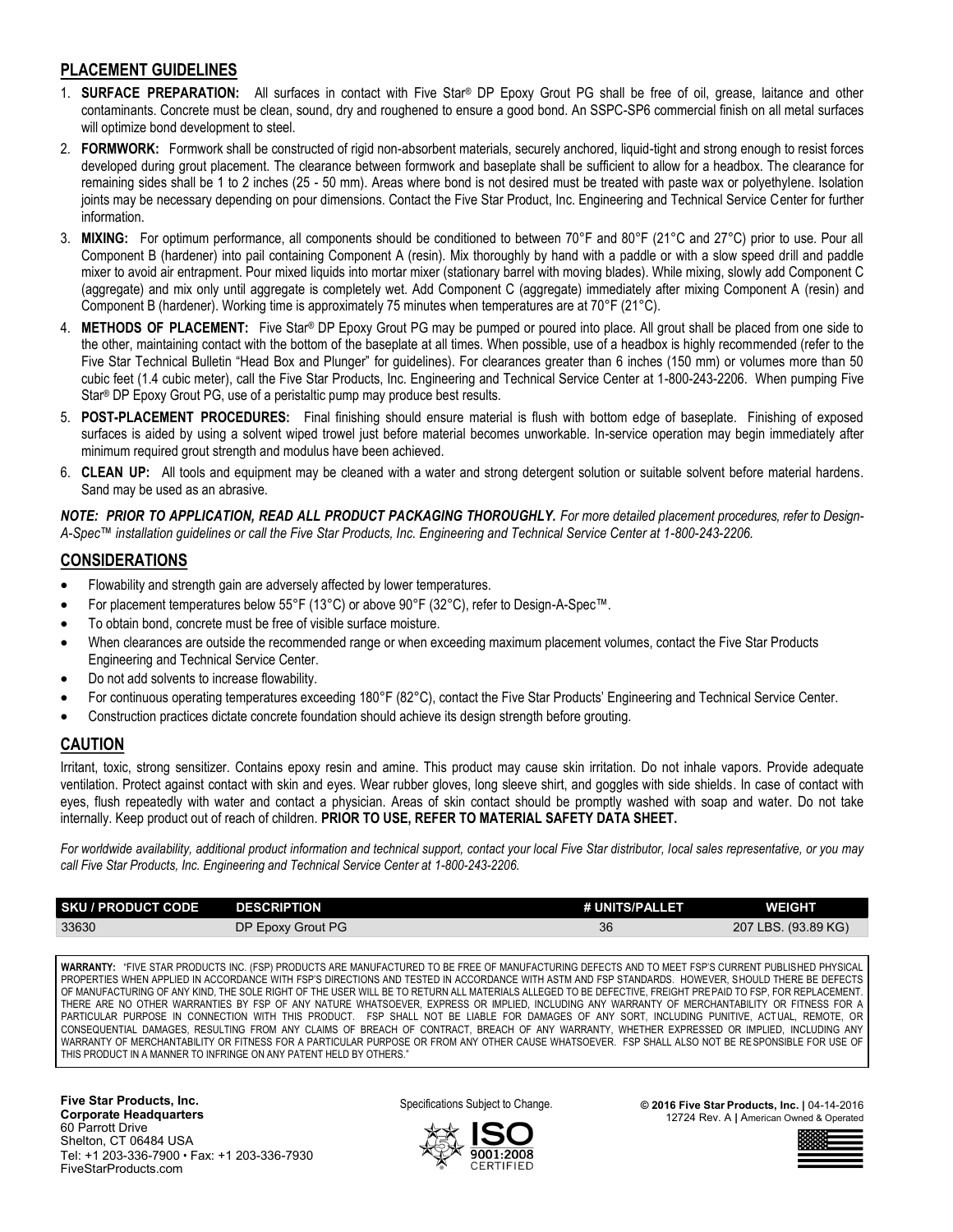## PLACEMENT GUIDELINES

1. **SURFACE PREPARATION:** All surfaces in contact with Five Star® DP Epoxy Grout PG shall be free of oil, grease, laitance and other contaminants. Concrete must be clean, sound, dry and roughened to ensure a good bond. An SSPC-SP6 commercial finish on all metal surfaces will optimize bond development to steel.
2. **FORMWORK:** Formwork shall be constructed of rigid non-absorbent materials, securely anchored, liquid-tight and strong enough to resist forces developed during grout placement. The clearance between formwork and baseplate shall be sufficient to allow for a headbox. The clearance for remaining sides shall be 1 to 2 inches (25 - 50 mm). Areas where bond is not desired must be treated with paste wax or polyethylene. Isolation joints may be necessary depending on pour dimensions. Contact the Five Star Product, Inc. Engineering and Technical Service Center for further information.
3. **MIXING:** For optimum performance, all components should be conditioned to between 70°F and 80°F (21°C and 27°C) prior to use. Pour all Component B (hardener) into pail containing Component A (resin). Mix thoroughly by hand with a paddle or with a slow speed drill and paddle mixer to avoid air entrapment. Pour mixed liquids into mortar mixer (stationary barrel with moving blades). While mixing, slowly add Component C (aggregate) and mix only until aggregate is completely wet. Add Component C (aggregate) immediately after mixing Component A (resin) and Component B (hardener). Working time is approximately 75 minutes when temperatures are at 70°F (21°C).
4. **METHODS OF PLACEMENT:** Five Star® DP Epoxy Grout PG may be pumped or poured into place. All grout shall be placed from one side to the other, maintaining contact with the bottom of the baseplate at all times. When possible, use of a headbox is highly recommended (refer to the Five Star Technical Bulletin "Head Box and Plunger" for guidelines). For clearances greater than 6 inches (150 mm) or volumes more than 50 cubic feet (1.4 cubic meter), call the Five Star Products, Inc. Engineering and Technical Service Center at 1-800-243-2206. When pumping Five Star® DP Epoxy Grout PG, use of a peristaltic pump may produce best results.
5. **POST-PLACEMENT PROCEDURES:** Final finishing should ensure material is flush with bottom edge of baseplate. Finishing of exposed surfaces is aided by using a solvent wiped trowel just before material becomes unworkable. In-service operation may begin immediately after minimum required grout strength and modulus have been achieved.
6. **CLEAN UP:** All tools and equipment may be cleaned with a water and strong detergent solution or suitable solvent before material hardens. Sand may be used as an abrasive.

***NOTE: PRIOR TO APPLICATION, READ ALL PRODUCT PACKAGING THOROUGHLY.*** *For more detailed placement procedures, refer to Design-A-Spec™ installation guidelines or call the Five Star Products, Inc. Engineering and Technical Service Center at 1-800-243-2206.*

## CONSIDERATIONS

- Flowability and strength gain are adversely affected by lower temperatures.
- For placement temperatures below 55°F (13°C) or above 90°F (32°C), refer to Design-A-Spec™.
- To obtain bond, concrete must be free of visible surface moisture.
- When clearances are outside the recommended range or when exceeding maximum placement volumes, contact the Five Star Products Engineering and Technical Service Center.
- Do not add solvents to increase flowability.
- For continuous operating temperatures exceeding 180°F (82°C), contact the Five Star Products' Engineering and Technical Service Center.
- Construction practices dictate concrete foundation should achieve its design strength before grouting.

## CAUTION

Irritant, toxic, strong sensitizer. Contains epoxy resin and amine. This product may cause skin irritation. Do not inhale vapors. Provide adequate ventilation. Protect against contact with skin and eyes. Wear rubber gloves, long sleeve shirt, and goggles with side shields. In case of contact with eyes, flush repeatedly with water and contact a physician. Areas of skin contact should be promptly washed with soap and water. Do not take internally. Keep product out of reach of children. **PRIOR TO USE, REFER TO MATERIAL SAFETY DATA SHEET.**

*For worldwide availability, additional product information and technical support, contact your local Five Star distributor, local sales representative, or you may call Five Star Products, Inc. Engineering and Technical Service Center at 1-800-243-2206.*

| SKU / PRODUCT CODE | DESCRIPTION | # UNITS/PALLET | WEIGHT |
|---|---|---|---|
| 33630 | DP Epoxy Grout PG | 36 | 207 LBS. (93.89 KG) |

**WARRANTY:** "FIVE STAR PRODUCTS INC. (FSP) PRODUCTS ARE MANUFACTURED TO BE FREE OF MANUFACTURING DEFECTS AND TO MEET FSP'S CURRENT PUBLISHED PHYSICAL PROPERTIES WHEN APPLIED IN ACCORDANCE WITH FSP'S DIRECTIONS AND TESTED IN ACCORDANCE WITH ASTM AND FSP STANDARDS. HOWEVER, SHOULD THERE BE DEFECTS OF MANUFACTURING OF ANY KIND, THE SOLE RIGHT OF THE USER WILL BE TO RETURN ALL MATERIALS ALLEGED TO BE DEFECTIVE, FREIGHT PREPAID TO FSP, FOR REPLACEMENT. THERE ARE NO OTHER WARRANTIES BY FSP OF ANY NATURE WHATSOEVER, EXPRESS OR IMPLIED, INCLUDING ANY WARRANTY OF MERCHANTABILITY OR FITNESS FOR A PARTICULAR PURPOSE IN CONNECTION WITH THIS PRODUCT. FSP SHALL NOT BE LIABLE FOR DAMAGES OF ANY SORT, INCLUDING PUNITIVE, ACTUAL, REMOTE, OR CONSEQUENTIAL DAMAGES, RESULTING FROM ANY CLAIMS OF BREACH OF CONTRACT, BREACH OF ANY WARRANTY, WHETHER EXPRESSED OR IMPLIED, INCLUDING ANY WARRANTY OF MERCHANTABILITY OR FITNESS FOR A PARTICULAR PURPOSE OR FROM ANY OTHER CAUSE WHATSOEVER. FSP SHALL ALSO NOT BE RESPONSIBLE FOR USE OF THIS PRODUCT IN A MANNER TO INFRINGE ON ANY PATENT HELD BY OTHERS."

**Five Star Products, Inc.**
**Corporate Headquarters**
60 Parrott Drive
Shelton, CT 06484 USA
Tel: +1 203-336-7900 • Fax: +1 203-336-7930
FiveStarProducts.com

Specifications Subject to Change.

ISO 9001:2008 CERTIFIED

**© 2016 Five Star Products, Inc.** | 04-14-2016
12724 Rev. A | American Owned & Operated